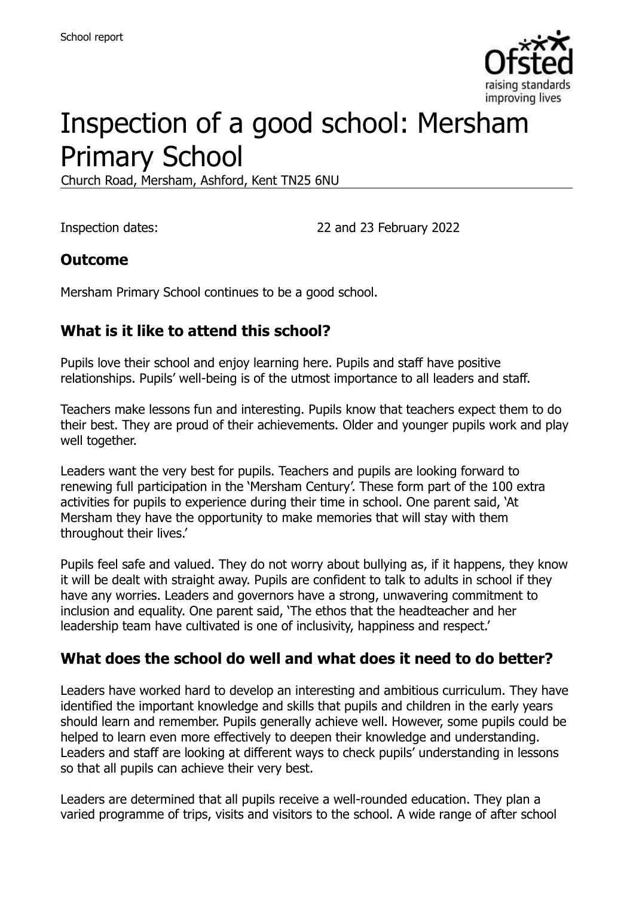School report

# Inspection of a good school: Mersham Primary School

Church Road, Mersham, Ashford, Kent TN25 6NU

Inspection dates: 22 and 23 February 2022

## Outcome

Mersham Primary School continues to be a good school.

## What is it like to attend this school?

Pupils love their school and enjoy learning here. Pupils and staff have positive relationships. Pupils' well-being is of the utmost importance to all leaders and staff.

Teachers make lessons fun and interesting. Pupils know that teachers expect them to do their best. They are proud of their achievements. Older and younger pupils work and play well together.

Leaders want the very best for pupils. Teachers and pupils are looking forward to renewing full participation in the 'Mersham Century'. These form part of the 100 extra activities for pupils to experience during their time in school. One parent said, 'At Mersham they have the opportunity to make memories that will stay with them throughout their lives.'

Pupils feel safe and valued. They do not worry about bullying as, if it happens, they know it will be dealt with straight away. Pupils are confident to talk to adults in school if they have any worries. Leaders and governors have a strong, unwavering commitment to inclusion and equality. One parent said, 'The ethos that the headteacher and her leadership team have cultivated is one of inclusivity, happiness and respect.'

## What does the school do well and what does it need to do better?

Leaders have worked hard to develop an interesting and ambitious curriculum. They have identified the important knowledge and skills that pupils and children in the early years should learn and remember. Pupils generally achieve well. However, some pupils could be helped to learn even more effectively to deepen their knowledge and understanding. Leaders and staff are looking at different ways to check pupils' understanding in lessons so that all pupils can achieve their very best.

Leaders are determined that all pupils receive a well-rounded education. They plan a varied programme of trips, visits and visitors to the school. A wide range of after school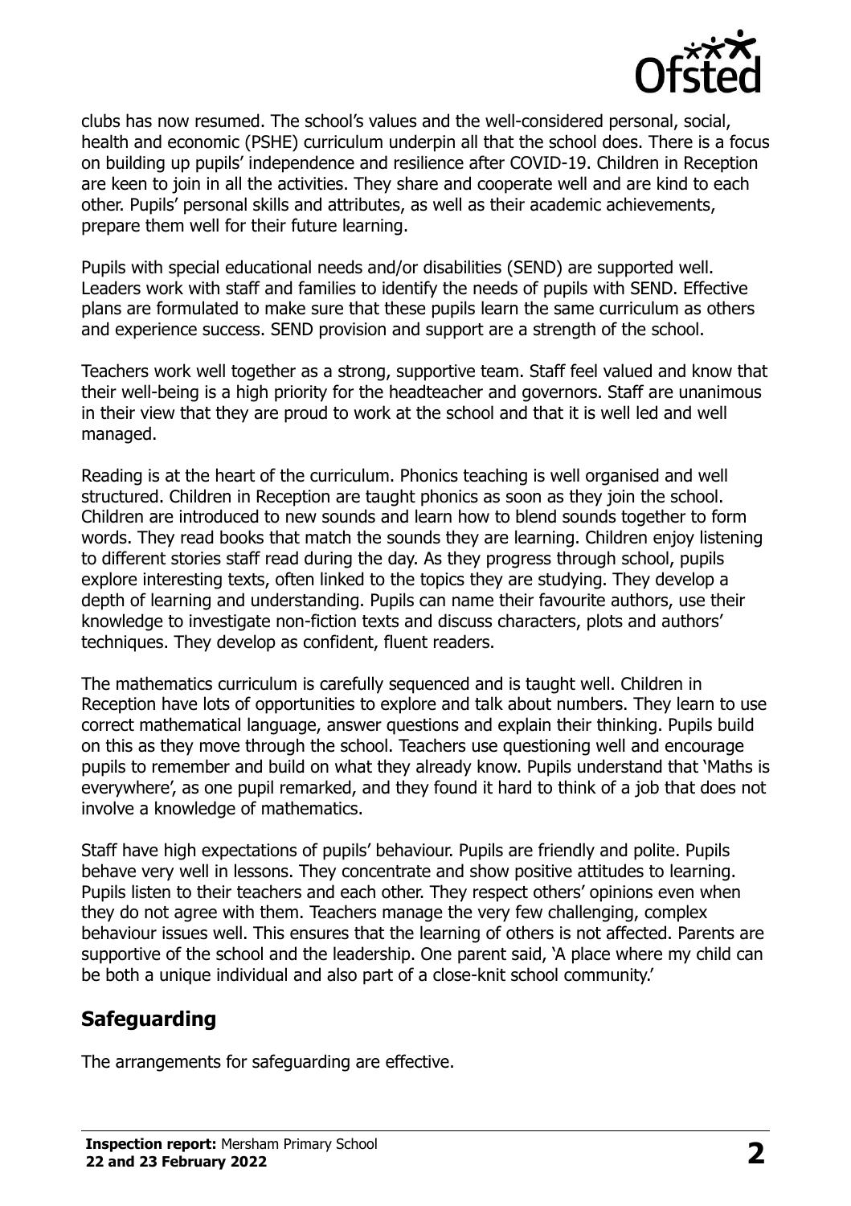clubs has now resumed. The school's values and the well-considered personal, social, health and economic (PSHE) curriculum underpin all that the school does. There is a focus on building up pupils' independence and resilience after COVID-19. Children in Reception are keen to join in all the activities. They share and cooperate well and are kind to each other. Pupils' personal skills and attributes, as well as their academic achievements, prepare them well for their future learning.

Pupils with special educational needs and/or disabilities (SEND) are supported well. Leaders work with staff and families to identify the needs of pupils with SEND. Effective plans are formulated to make sure that these pupils learn the same curriculum as others and experience success. SEND provision and support are a strength of the school.

Teachers work well together as a strong, supportive team. Staff feel valued and know that their well-being is a high priority for the headteacher and governors. Staff are unanimous in their view that they are proud to work at the school and that it is well led and well managed.

Reading is at the heart of the curriculum. Phonics teaching is well organised and well structured. Children in Reception are taught phonics as soon as they join the school. Children are introduced to new sounds and learn how to blend sounds together to form words. They read books that match the sounds they are learning. Children enjoy listening to different stories staff read during the day. As they progress through school, pupils explore interesting texts, often linked to the topics they are studying. They develop a depth of learning and understanding. Pupils can name their favourite authors, use their knowledge to investigate non-fiction texts and discuss characters, plots and authors' techniques. They develop as confident, fluent readers.

The mathematics curriculum is carefully sequenced and is taught well. Children in Reception have lots of opportunities to explore and talk about numbers. They learn to use correct mathematical language, answer questions and explain their thinking. Pupils build on this as they move through the school. Teachers use questioning well and encourage pupils to remember and build on what they already know. Pupils understand that 'Maths is everywhere', as one pupil remarked, and they found it hard to think of a job that does not involve a knowledge of mathematics.

Staff have high expectations of pupils' behaviour. Pupils are friendly and polite. Pupils behave very well in lessons. They concentrate and show positive attitudes to learning. Pupils listen to their teachers and each other. They respect others' opinions even when they do not agree with them. Teachers manage the very few challenging, complex behaviour issues well. This ensures that the learning of others is not affected. Parents are supportive of the school and the leadership. One parent said, 'A place where my child can be both a unique individual and also part of a close-knit school community.'

## Safeguarding

The arrangements for safeguarding are effective.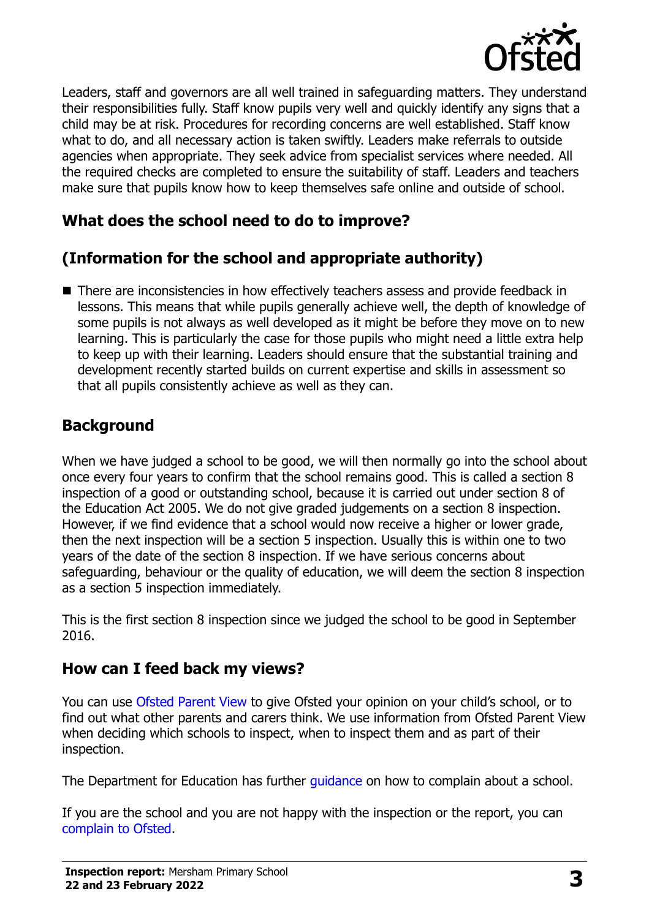Leaders, staff and governors are all well trained in safeguarding matters. They understand their responsibilities fully. Staff know pupils very well and quickly identify any signs that a child may be at risk. Procedures for recording concerns are well established. Staff know what to do, and all necessary action is taken swiftly. Leaders make referrals to outside agencies when appropriate. They seek advice from specialist services where needed. All the required checks are completed to ensure the suitability of staff. Leaders and teachers make sure that pupils know how to keep themselves safe online and outside of school.

## What does the school need to do to improve?

## (Information for the school and appropriate authority)

- There are inconsistencies in how effectively teachers assess and provide feedback in lessons. This means that while pupils generally achieve well, the depth of knowledge of some pupils is not always as well developed as it might be before they move on to new learning. This is particularly the case for those pupils who might need a little extra help to keep up with their learning. Leaders should ensure that the substantial training and development recently started builds on current expertise and skills in assessment so that all pupils consistently achieve as well as they can.

## Background

When we have judged a school to be good, we will then normally go into the school about once every four years to confirm that the school remains good. This is called a section 8 inspection of a good or outstanding school, because it is carried out under section 8 of the Education Act 2005. We do not give graded judgements on a section 8 inspection. However, if we find evidence that a school would now receive a higher or lower grade, then the next inspection will be a section 5 inspection. Usually this is within one to two years of the date of the section 8 inspection. If we have serious concerns about safeguarding, behaviour or the quality of education, we will deem the section 8 inspection as a section 5 inspection immediately.

This is the first section 8 inspection since we judged the school to be good in September 2016.

## How can I feed back my views?

You can use Ofsted Parent View to give Ofsted your opinion on your child's school, or to find out what other parents and carers think. We use information from Ofsted Parent View when deciding which schools to inspect, when to inspect them and as part of their inspection.

The Department for Education has further guidance on how to complain about a school.

If you are the school and you are not happy with the inspection or the report, you can complain to Ofsted.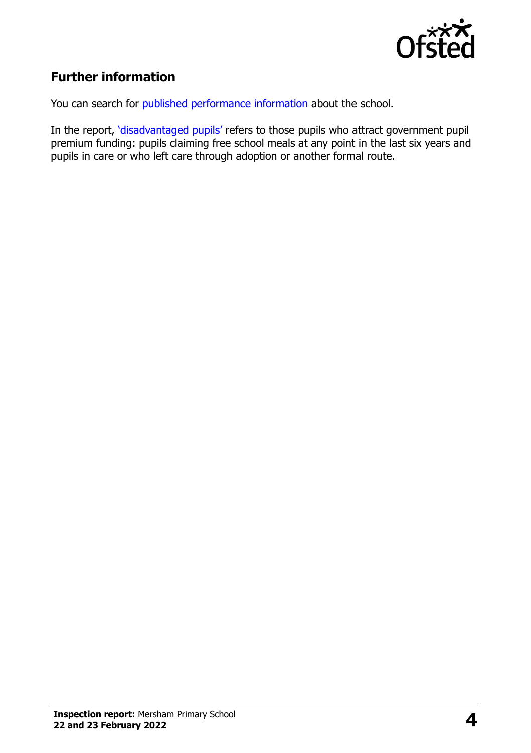## Further information

You can search for published performance information about the school.

In the report, 'disadvantaged pupils' refers to those pupils who attract government pupil premium funding: pupils claiming free school meals at any point in the last six years and pupils in care or who left care through adoption or another formal route.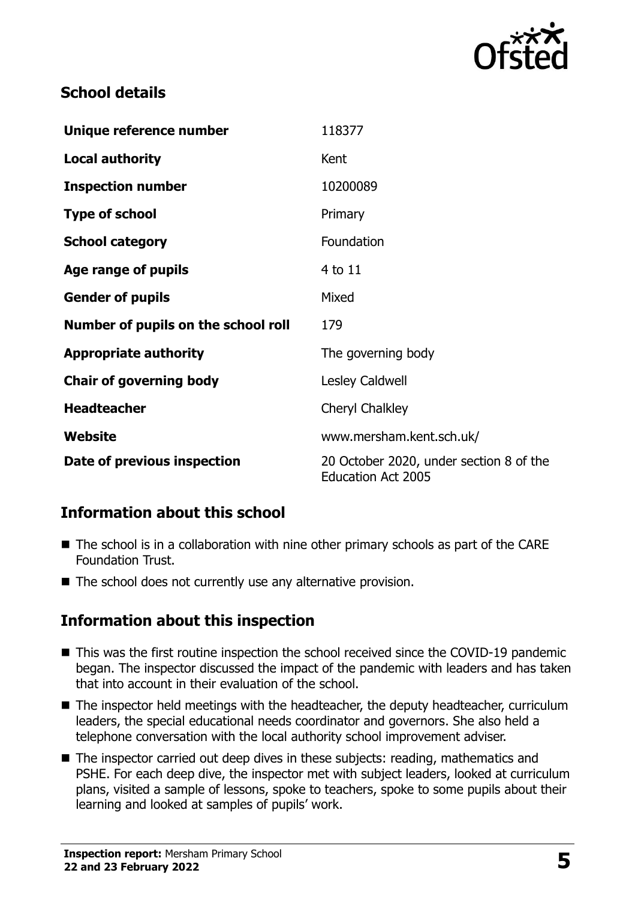## School details

| | |
|---|---|
| **Unique reference number** | 118377 |
| **Local authority** | Kent |
| **Inspection number** | 10200089 |
| **Type of school** | Primary |
| **School category** | Foundation |
| **Age range of pupils** | 4 to 11 |
| **Gender of pupils** | Mixed |
| **Number of pupils on the school roll** | 179 |
| **Appropriate authority** | The governing body |
| **Chair of governing body** | Lesley Caldwell |
| **Headteacher** | Cheryl Chalkley |
| **Website** | www.mersham.kent.sch.uk/ |
| **Date of previous inspection** | 20 October 2020, under section 8 of the Education Act 2005 |

## Information about this school

- The school is in a collaboration with nine other primary schools as part of the CARE Foundation Trust.
- The school does not currently use any alternative provision.

## Information about this inspection

- This was the first routine inspection the school received since the COVID-19 pandemic began. The inspector discussed the impact of the pandemic with leaders and has taken that into account in their evaluation of the school.
- The inspector held meetings with the headteacher, the deputy headteacher, curriculum leaders, the special educational needs coordinator and governors. She also held a telephone conversation with the local authority school improvement adviser.
- The inspector carried out deep dives in these subjects: reading, mathematics and PSHE. For each deep dive, the inspector met with subject leaders, looked at curriculum plans, visited a sample of lessons, spoke to teachers, spoke to some pupils about their learning and looked at samples of pupils' work.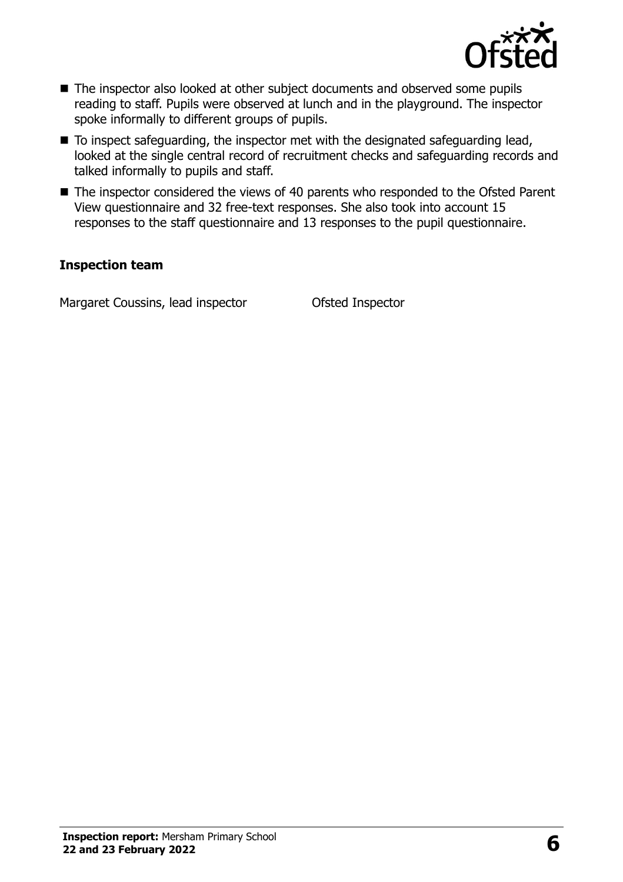- The inspector also looked at other subject documents and observed some pupils reading to staff. Pupils were observed at lunch and in the playground. The inspector spoke informally to different groups of pupils.
- To inspect safeguarding, the inspector met with the designated safeguarding lead, looked at the single central record of recruitment checks and safeguarding records and talked informally to pupils and staff.
- The inspector considered the views of 40 parents who responded to the Ofsted Parent View questionnaire and 32 free-text responses. She also took into account 15 responses to the staff questionnaire and 13 responses to the pupil questionnaire.

**Inspection team**

| | |
|---|---|
| Margaret Coussins, lead inspector | Ofsted Inspector |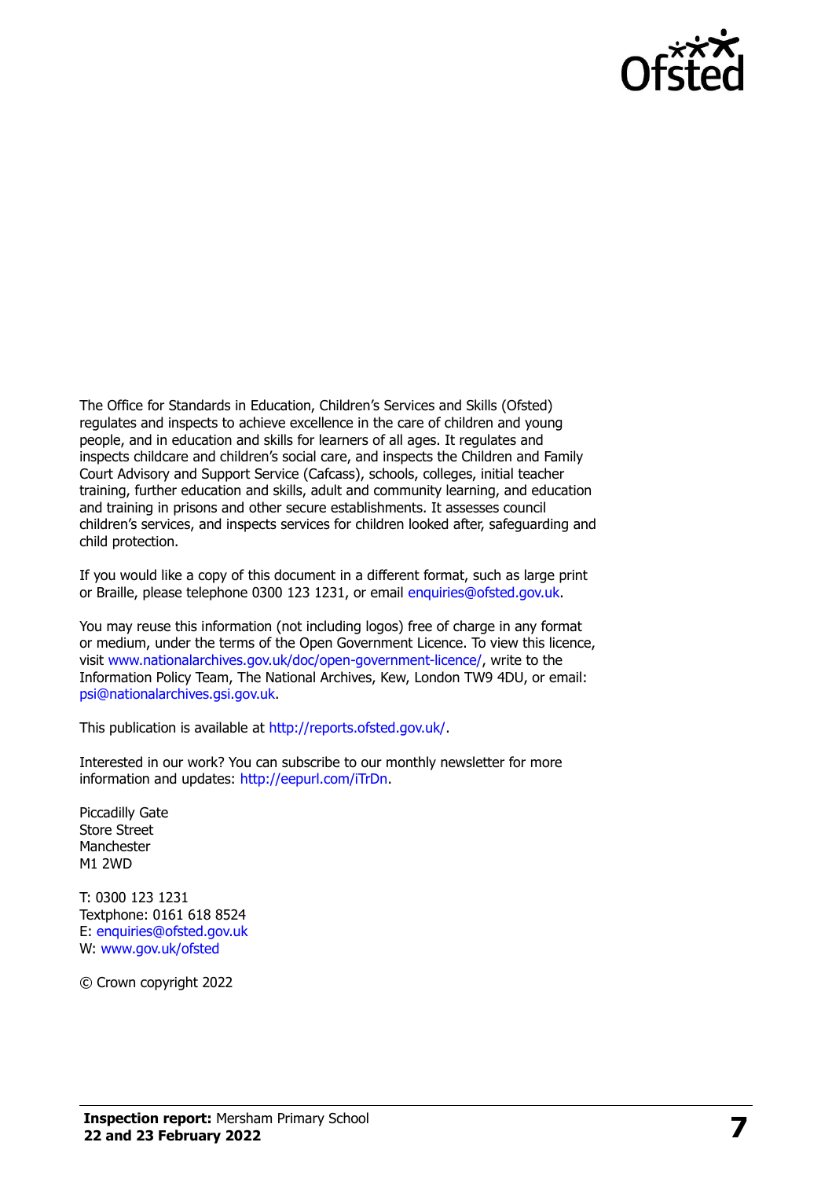The Office for Standards in Education, Children's Services and Skills (Ofsted) regulates and inspects to achieve excellence in the care of children and young people, and in education and skills for learners of all ages. It regulates and inspects childcare and children's social care, and inspects the Children and Family Court Advisory and Support Service (Cafcass), schools, colleges, initial teacher training, further education and skills, adult and community learning, and education and training in prisons and other secure establishments. It assesses council children's services, and inspects services for children looked after, safeguarding and child protection.

If you would like a copy of this document in a different format, such as large print or Braille, please telephone 0300 123 1231, or email enquiries@ofsted.gov.uk.

You may reuse this information (not including logos) free of charge in any format or medium, under the terms of the Open Government Licence. To view this licence, visit www.nationalarchives.gov.uk/doc/open-government-licence/, write to the Information Policy Team, The National Archives, Kew, London TW9 4DU, or email: psi@nationalarchives.gsi.gov.uk.

This publication is available at http://reports.ofsted.gov.uk/.

Interested in our work? You can subscribe to our monthly newsletter for more information and updates: http://eepurl.com/iTrDn.

Piccadilly Gate
Store Street
Manchester
M1 2WD

T: 0300 123 1231
Textphone: 0161 618 8524
E: enquiries@ofsted.gov.uk
W: www.gov.uk/ofsted

© Crown copyright 2022